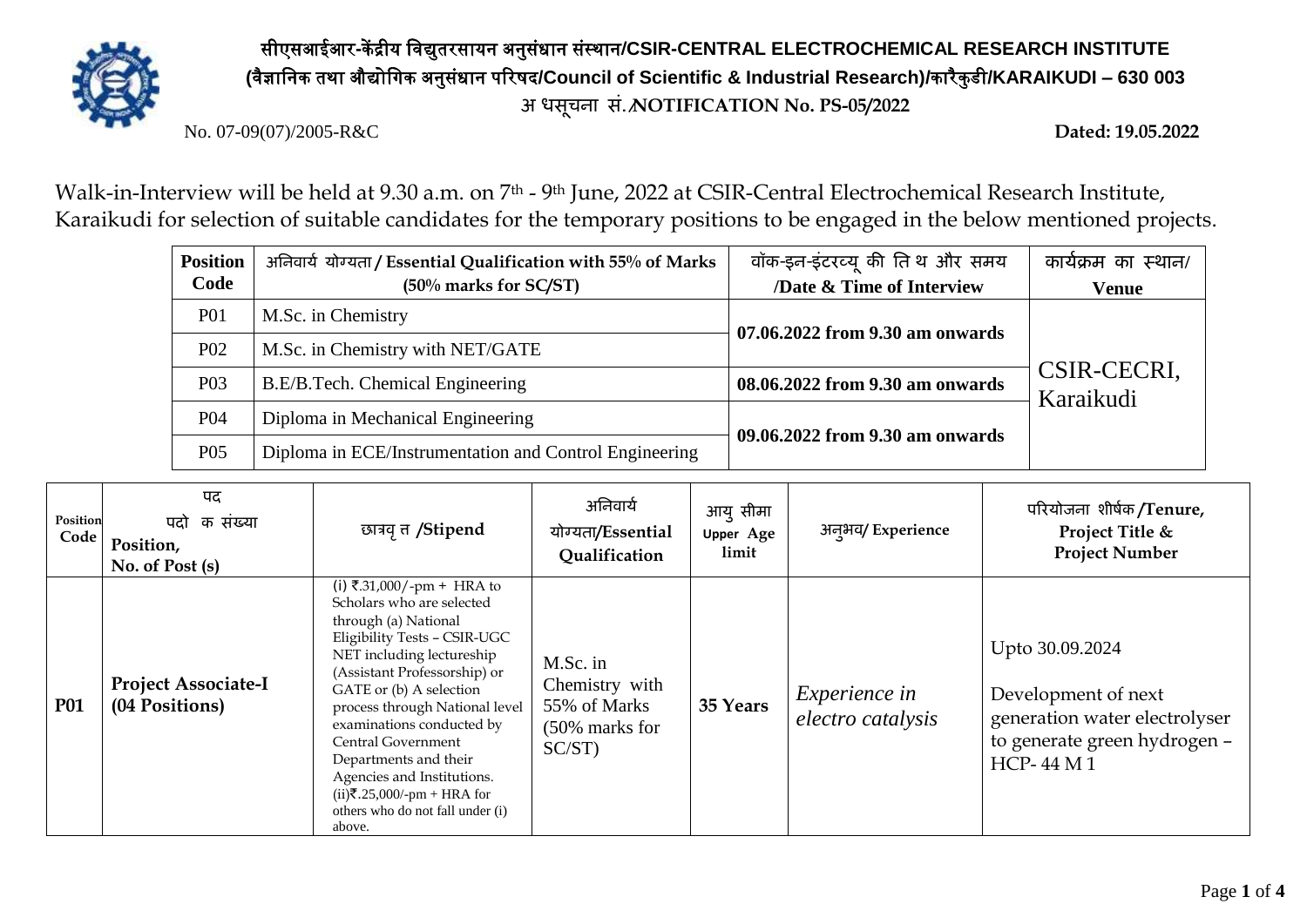# सीएसआईआर-केंद्रीय विद्युतरसायन अनुसंधान संस्थान/CSIR-CENTRAL ELECTROCHEMICAL RESEARCH INSTITUTE

**(वैज्ञानिक तथा औद्योगिक अनुसंधान परिषद/Council of Scientific & Industrial Research)/कारैकुडी/KARAIKUDI – 630 003**

**अ धसूचना सं./NOTIFICATION No. PS-05/2022**

No. 07-09(07)/2005-R&C **Dated: 19.05.2022**

Walk-in-Interview will be held at 9.30 a.m. on 7th - 9th June, 2022 at CSIR-Central Electrochemical Research Institute, Karaikudi for selection of suitable candidates for the temporary positions to be engaged in the below mentioned projects.

| Position Code | अनिवार्य योग्यता / Essential Qualification with 55% of Marks (50% marks for SC/ST) | वॉक-इन-इंटरव्यू की ति थ और समय /Date & Time of Interview | कार्यक्रम का स्थान/ Venue |
|---|---|---|---|
| P01 | M.Sc. in Chemistry | 07.06.2022 from 9.30 am onwards | CSIR-CECRI, Karaikudi |
| P02 | M.Sc. in Chemistry with NET/GATE | | |
| P03 | B.E/B.Tech. Chemical Engineering | 08.06.2022 from 9.30 am onwards | |
| P04 | Diploma in Mechanical Engineering | 09.06.2022 from 9.30 am onwards | |
| P05 | Diploma in ECE/Instrumentation and Control Engineering | | |

| Position Code | पद पदो क संख्या Position, No. of Post (s) | छात्रवृ त /Stipend | अनिवार्य योग्यता/Essential Qualification | आयु सीमा Upper Age limit | अनुभव/ Experience | परियोजना शीर्षक /Tenure, Project Title & Project Number |
|---|---|---|---|---|---|---|
| **P01** | **Project Associate-I (04 Positions)** | (i) ₹.31,000/-pm + HRA to Scholars who are selected through (a) National Eligibility Tests – CSIR-UGC NET including lectureship (Assistant Professorship) or GATE or (b) A selection process through National level examinations conducted by Central Government Departments and their Agencies and Institutions. (ii)₹.25,000/-pm + HRA for others who do not fall under (i) above. | M.Sc. in Chemistry with 55% of Marks (50% marks for SC/ST) | **35 Years** | *Experience in electro catalysis* | Upto 30.09.2024 Development of next generation water electrolyser to generate green hydrogen – HCP- 44 M 1 |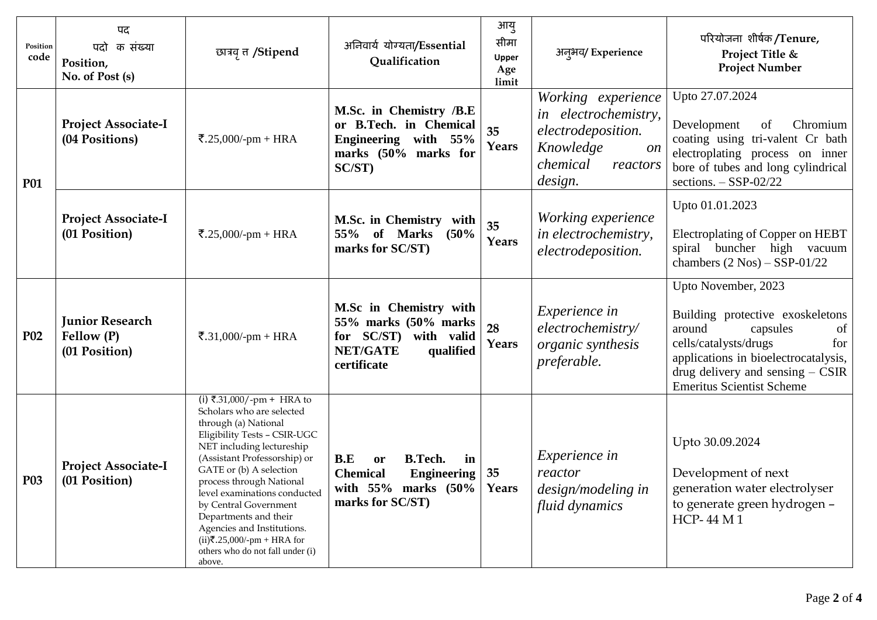| Position code | पद पदो क संख्या Position, No. of Post (s) | छात्रवृ त /Stipend | अनिवार्य योग्यता/Essential Qualification | आयु सीमा Upper Age limit | अनुभव/ Experience | परियोजना शीर्षक /Tenure, Project Title & Project Number |
|---|---|---|---|---|---|---|
| P01 | **Project Associate-I (04 Positions)** | ₹.25,000/-pm + HRA | **M.Sc. in Chemistry /B.E or B.Tech. in Chemical Engineering with 55% marks (50% marks for SC/ST)** | **35 Years** | *Working experience in electrochemistry, electrodeposition. Knowledge on chemical reactors design.* | Upto 27.07.2024<br><br>Development of Chromium coating using tri-valent Cr bath electroplating process on inner bore of tubes and long cylindrical sections. – SSP-02/22 |
| | **Project Associate-I (01 Position)** | ₹.25,000/-pm + HRA | **M.Sc. in Chemistry with 55% of Marks (50% marks for SC/ST)** | **35 Years** | *Working experience in electrochemistry, electrodeposition.* | Upto 01.01.2023<br><br>Electroplating of Copper on HEBT spiral buncher high vacuum chambers (2 Nos) – SSP-01/22 |
| P02 | **Junior Research Fellow (P) (01 Position)** | ₹.31,000/-pm + HRA | **M.Sc in Chemistry with 55% marks (50% marks for SC/ST) with valid NET/GATE qualified certificate** | **28 Years** | *Experience in electrochemistry/ organic synthesis preferable.* | Upto November, 2023<br><br>Building protective exoskeletons around capsules of cells/catalysts/drugs for applications in bioelectrocatalysis, drug delivery and sensing – CSIR Emeritus Scientist Scheme |
| P03 | **Project Associate-I (01 Position)** | (i) ₹.31,000/-pm + HRA to Scholars who are selected through (a) National Eligibility Tests – CSIR-UGC NET including lectureship (Assistant Professorship) or GATE or (b) A selection process through National level examinations conducted by Central Government Departments and their Agencies and Institutions.<br>(ii)₹.25,000/-pm + HRA for others who do not fall under (i) above. | **B.E or B.Tech. in Chemical Engineering with 55% marks (50% marks for SC/ST)** | **35 Years** | *Experience in reactor design/modeling in fluid dynamics* | Upto 30.09.2024<br><br>Development of next generation water electrolyser to generate green hydrogen – HCP- 44 M 1 |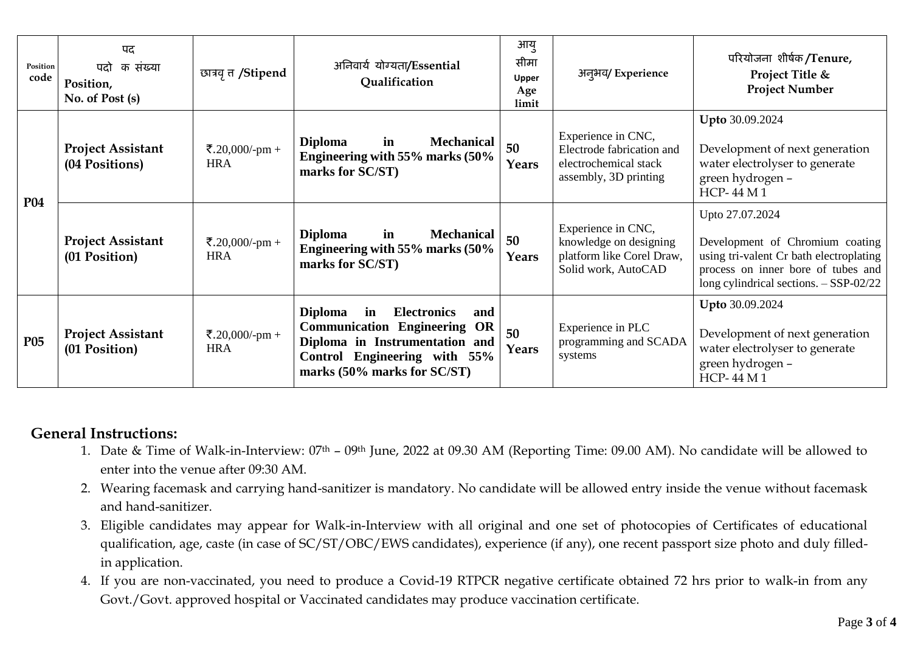| Position code | पद पदो क संख्या Position, No. of Post (s) | छात्रवृ त /Stipend | अनिवार्य योग्यता/Essential Qualification | आयु सीमा Upper Age limit | अनुभव/ Experience | परियोजना शीर्षक /Tenure, Project Title & Project Number |
|---|---|---|---|---|---|---|
| P04 | **Project Assistant (04 Positions)** | ₹.20,000/-pm + HRA | **Diploma in Mechanical Engineering with 55% marks (50% marks for SC/ST)** | **50 Years** | Experience in CNC, Electrode fabrication and electrochemical stack assembly, 3D printing | **Upto** 30.09.2024<br><br>Development of next generation water electrolyser to generate green hydrogen – HCP- 44 M 1 |
| | **Project Assistant (01 Position)** | ₹.20,000/-pm + HRA | **Diploma in Mechanical Engineering with 55% marks (50% marks for SC/ST)** | **50 Years** | Experience in CNC, knowledge on designing platform like Corel Draw, Solid work, AutoCAD | Upto 27.07.2024<br><br>Development of Chromium coating using tri-valent Cr bath electroplating process on inner bore of tubes and long cylindrical sections. – SSP-02/22 |
| P05 | **Project Assistant (01 Position)** | ₹.20,000/-pm + HRA | **Diploma in Electronics and Communication Engineering OR Diploma in Instrumentation and Control Engineering with 55% marks (50% marks for SC/ST)** | **50 Years** | Experience in PLC programming and SCADA systems | **Upto** 30.09.2024<br><br>Development of next generation water electrolyser to generate green hydrogen – HCP- 44 M 1 |

## General Instructions:

1. Date & Time of Walk-in-Interview: 07th – 09th June, 2022 at 09.30 AM (Reporting Time: 09.00 AM). No candidate will be allowed to enter into the venue after 09:30 AM.
2. Wearing facemask and carrying hand-sanitizer is mandatory. No candidate will be allowed entry inside the venue without facemask and hand-sanitizer.
3. Eligible candidates may appear for Walk-in-Interview with all original and one set of photocopies of Certificates of educational qualification, age, caste (in case of SC/ST/OBC/EWS candidates), experience (if any), one recent passport size photo and duly filled-in application.
4. If you are non-vaccinated, you need to produce a Covid-19 RTPCR negative certificate obtained 72 hrs prior to walk-in from any Govt./Govt. approved hospital or Vaccinated candidates may produce vaccination certificate.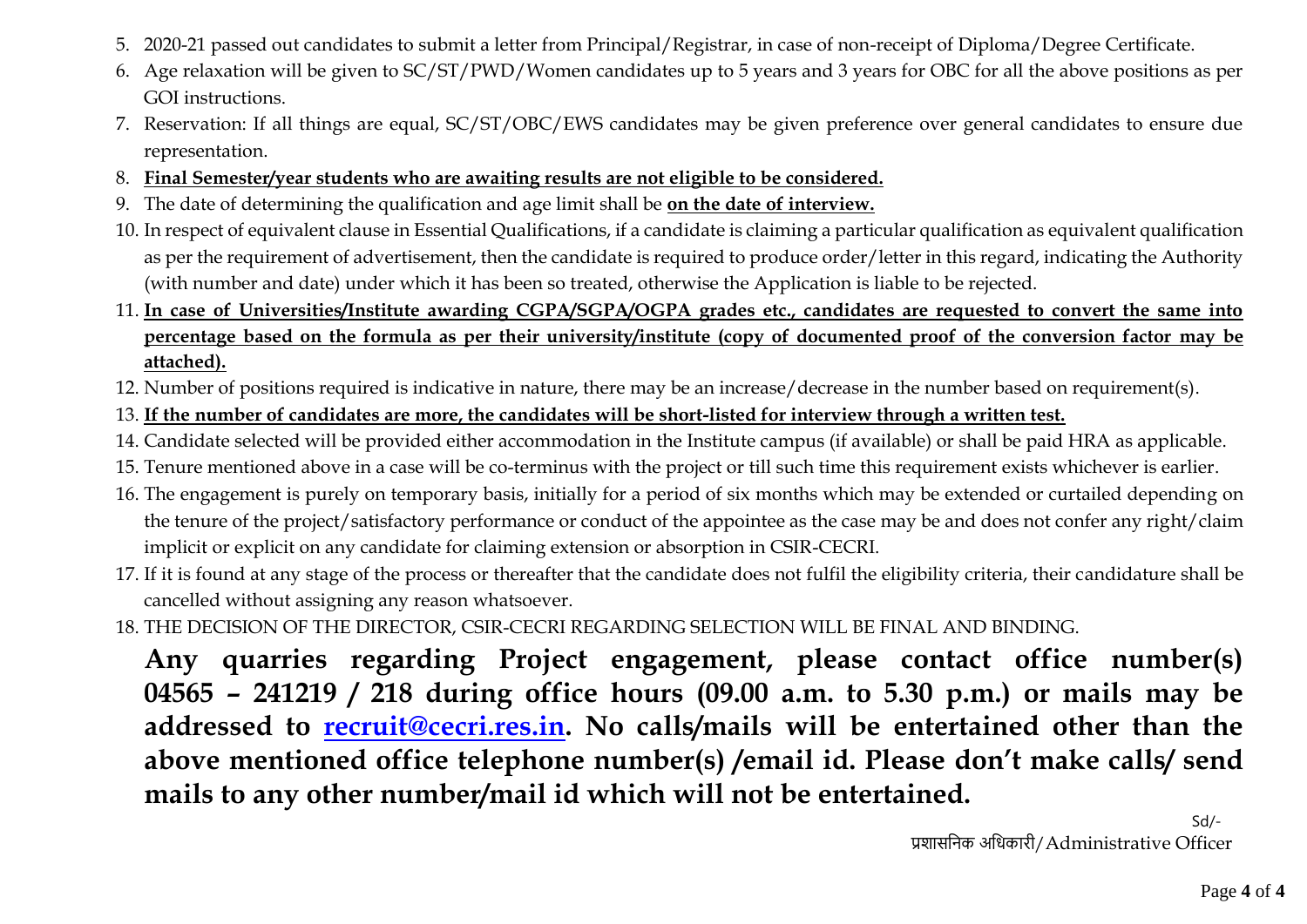5. 2020-21 passed out candidates to submit a letter from Principal/Registrar, in case of non-receipt of Diploma/Degree Certificate.
6. Age relaxation will be given to SC/ST/PWD/Women candidates up to 5 years and 3 years for OBC for all the above positions as per GOI instructions.
7. Reservation: If all things are equal, SC/ST/OBC/EWS candidates may be given preference over general candidates to ensure due representation.
8. **Final Semester/year students who are awaiting results are not eligible to be considered.**
9. The date of determining the qualification and age limit shall be **on the date of interview.**
10. In respect of equivalent clause in Essential Qualifications, if a candidate is claiming a particular qualification as equivalent qualification as per the requirement of advertisement, then the candidate is required to produce order/letter in this regard, indicating the Authority (with number and date) under which it has been so treated, otherwise the Application is liable to be rejected.
11. **In case of Universities/Institute awarding CGPA/SGPA/OGPA grades etc., candidates are requested to convert the same into percentage based on the formula as per their university/institute (copy of documented proof of the conversion factor may be attached).**
12. Number of positions required is indicative in nature, there may be an increase/decrease in the number based on requirement(s).
13. **If the number of candidates are more, the candidates will be short-listed for interview through a written test.**
14. Candidate selected will be provided either accommodation in the Institute campus (if available) or shall be paid HRA as applicable.
15. Tenure mentioned above in a case will be co-terminus with the project or till such time this requirement exists whichever is earlier.
16. The engagement is purely on temporary basis, initially for a period of six months which may be extended or curtailed depending on the tenure of the project/satisfactory performance or conduct of the appointee as the case may be and does not confer any right/claim implicit or explicit on any candidate for claiming extension or absorption in CSIR-CECRI.
17. If it is found at any stage of the process or thereafter that the candidate does not fulfil the eligibility criteria, their candidature shall be cancelled without assigning any reason whatsoever.
18. THE DECISION OF THE DIRECTOR, CSIR-CECRI REGARDING SELECTION WILL BE FINAL AND BINDING.

**Any quarries regarding Project engagement, please contact office number(s) 04565 – 241219 / 218 during office hours (09.00 a.m. to 5.30 p.m.) or mails may be addressed to recruit@cecri.res.in. No calls/mails will be entertained other than the above mentioned office telephone number(s) /email id. Please don't make calls/ send mails to any other number/mail id which will not be entertained.**

Sd/-
प्रशासनिक अधिकारी/Administrative Officer